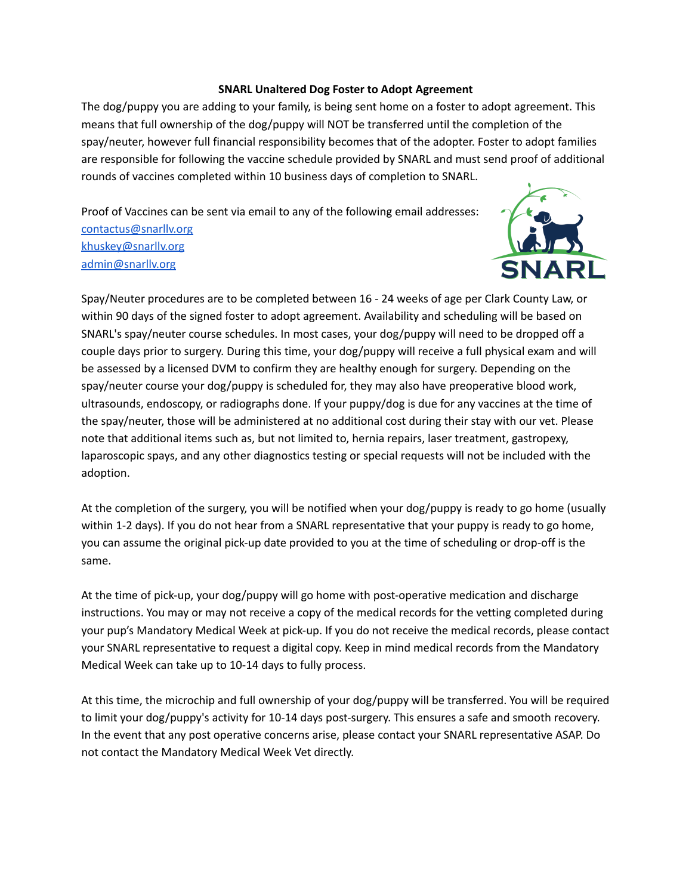**SNARL Unaltered Dog Foster to Adopt Agreement**

The dog/puppy you are adding to your family, is being sent home on a foster to adopt agreement. This means that full ownership of the dog/puppy will NOT be transferred until the completion of the spay/neuter, however full financial responsibility becomes that of the adopter. Foster to adopt families are responsible for following the vaccine schedule provided by SNARL and must send proof of additional rounds of vaccines completed within 10 business days of completion to SNARL.

Proof of Vaccines can be sent via email to any of the following email addresses:
contactus@snarllv.org
khuskey@snarllv.org
admin@snarllv.org

Spay/Neuter procedures are to be completed between 16 - 24 weeks of age per Clark County Law, or within 90 days of the signed foster to adopt agreement. Availability and scheduling will be based on SNARL's spay/neuter course schedules. In most cases, your dog/puppy will need to be dropped off a couple days prior to surgery. During this time, your dog/puppy will receive a full physical exam and will be assessed by a licensed DVM to confirm they are healthy enough for surgery. Depending on the spay/neuter course your dog/puppy is scheduled for, they may also have preoperative blood work, ultrasounds, endoscopy, or radiographs done. If your puppy/dog is due for any vaccines at the time of the spay/neuter, those will be administered at no additional cost during their stay with our vet. Please note that additional items such as, but not limited to, hernia repairs, laser treatment, gastropexy, laparoscopic spays, and any other diagnostics testing or special requests will not be included with the adoption.

At the completion of the surgery, you will be notified when your dog/puppy is ready to go home (usually within 1-2 days). If you do not hear from a SNARL representative that your puppy is ready to go home, you can assume the original pick-up date provided to you at the time of scheduling or drop-off is the same.

At the time of pick-up, your dog/puppy will go home with post-operative medication and discharge instructions. You may or may not receive a copy of the medical records for the vetting completed during your pup's Mandatory Medical Week at pick-up. If you do not receive the medical records, please contact your SNARL representative to request a digital copy. Keep in mind medical records from the Mandatory Medical Week can take up to 10-14 days to fully process.

At this time, the microchip and full ownership of your dog/puppy will be transferred. You will be required to limit your dog/puppy's activity for 10-14 days post-surgery. This ensures a safe and smooth recovery. In the event that any post operative concerns arise, please contact your SNARL representative ASAP. Do not contact the Mandatory Medical Week Vet directly.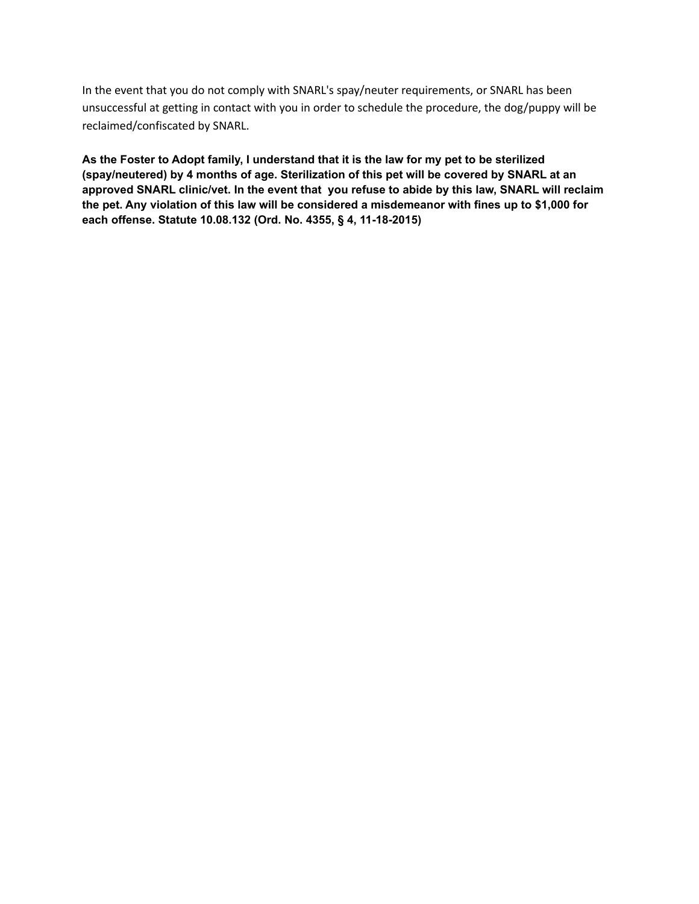In the event that you do not comply with SNARL's spay/neuter requirements, or SNARL has been unsuccessful at getting in contact with you in order to schedule the procedure, the dog/puppy will be reclaimed/confiscated by SNARL.

**As the Foster to Adopt family, I understand that it is the law for my pet to be sterilized (spay/neutered) by 4 months of age. Sterilization of this pet will be covered by SNARL at an approved SNARL clinic/vet. In the event that you refuse to abide by this law, SNARL will reclaim the pet. Any violation of this law will be considered a misdemeanor with fines up to $1,000 for each offense. Statute 10.08.132 (Ord. No. 4355, § 4, 11-18-2015)**